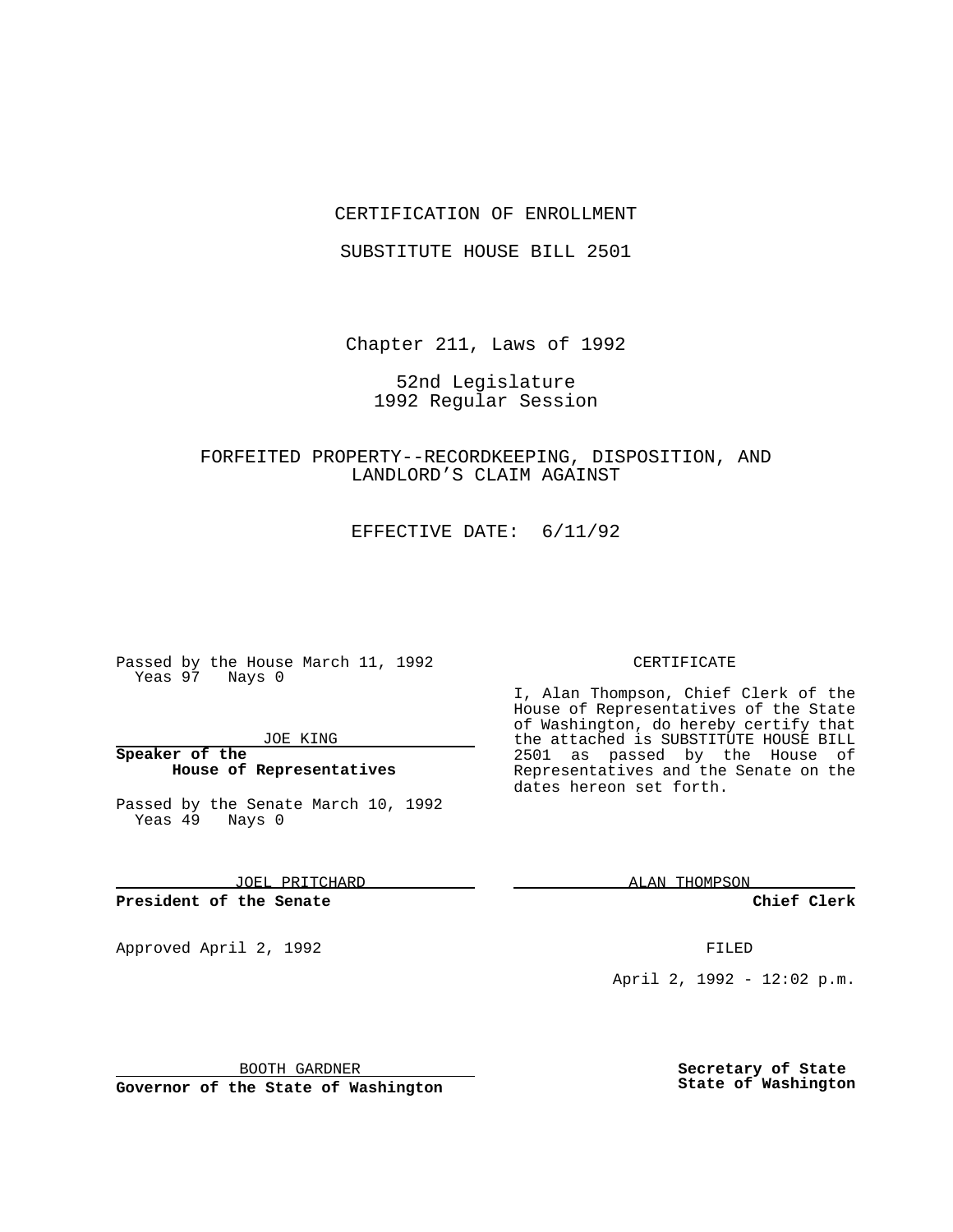CERTIFICATION OF ENROLLMENT

SUBSTITUTE HOUSE BILL 2501

Chapter 211, Laws of 1992

52nd Legislature
1992 Regular Session

FORFEITED PROPERTY--RECORDKEEPING, DISPOSITION, AND LANDLORD'S CLAIM AGAINST

EFFECTIVE DATE: 6/11/92

Passed by the House March 11, 1992
Yeas 97 Nays 0

JOE KING

**Speaker of the House of Representatives**

Passed by the Senate March 10, 1992
Yeas 49 Nays 0

JOEL PRITCHARD

**President of the Senate**

Approved April 2, 1992

BOOTH GARDNER

**Governor of the State of Washington**

CERTIFICATE

I, Alan Thompson, Chief Clerk of the House of Representatives of the State of Washington, do hereby certify that the attached is SUBSTITUTE HOUSE BILL 2501 as passed by the House of Representatives and the Senate on the dates hereon set forth.

ALAN THOMPSON

**Chief Clerk**

FILED

April 2, 1992 - 12:02 p.m.

**Secretary of State State of Washington**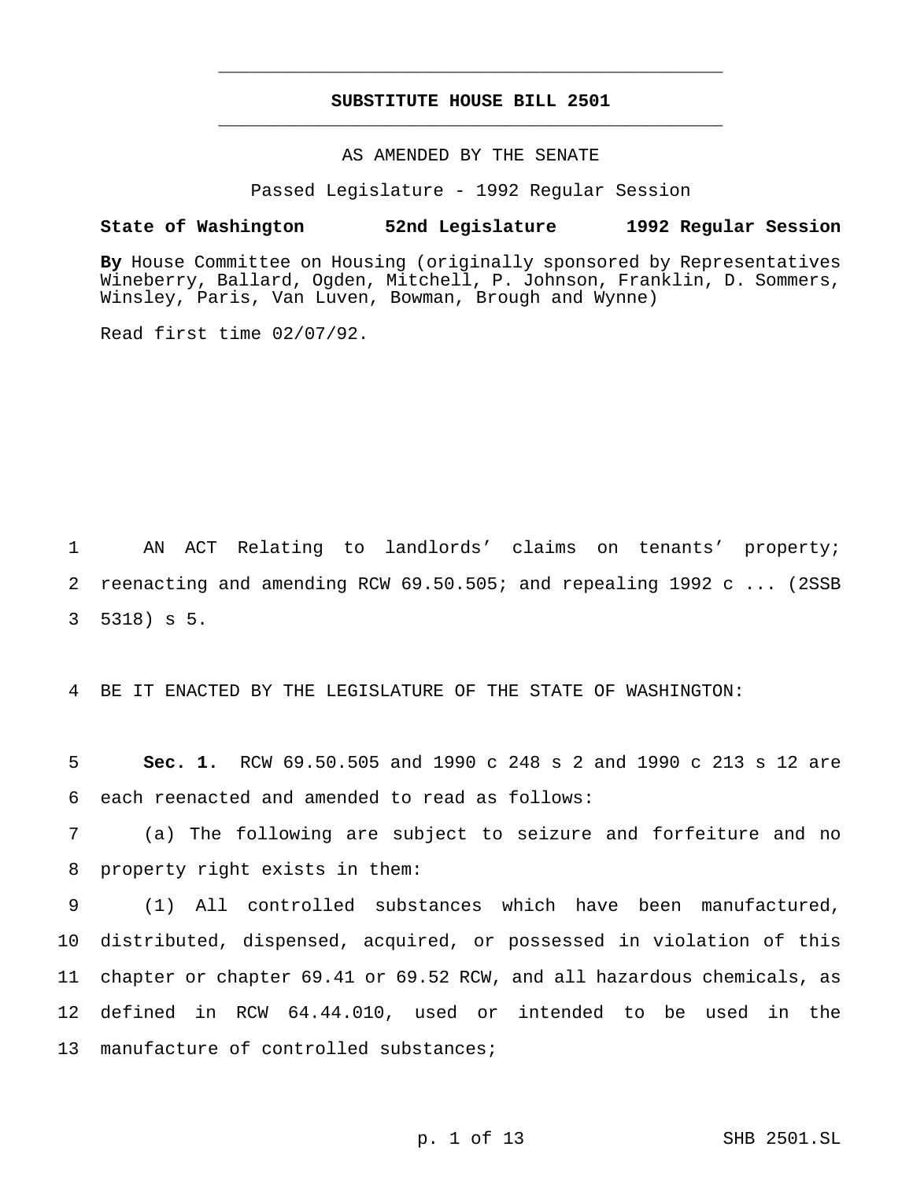**SUBSTITUTE HOUSE BILL 2501**

AS AMENDED BY THE SENATE

Passed Legislature - 1992 Regular Session

**State of Washington 52nd Legislature 1992 Regular Session**

**By** House Committee on Housing (originally sponsored by Representatives Wineberry, Ballard, Ogden, Mitchell, P. Johnson, Franklin, D. Sommers, Winsley, Paris, Van Luven, Bowman, Brough and Wynne)

Read first time 02/07/92.

1 AN ACT Relating to landlords' claims on tenants' property;
2 reenacting and amending RCW 69.50.505; and repealing 1992 c ... (2SSB
3 5318) s 5.

4 BE IT ENACTED BY THE LEGISLATURE OF THE STATE OF WASHINGTON:

5 **Sec. 1.** RCW 69.50.505 and 1990 c 248 s 2 and 1990 c 213 s 12 are
6 each reenacted and amended to read as follows:

7 (a) The following are subject to seizure and forfeiture and no
8 property right exists in them:

9 (1) All controlled substances which have been manufactured,
10 distributed, dispensed, acquired, or possessed in violation of this
11 chapter or chapter 69.41 or 69.52 RCW, and all hazardous chemicals, as
12 defined in RCW 64.44.010, used or intended to be used in the
13 manufacture of controlled substances;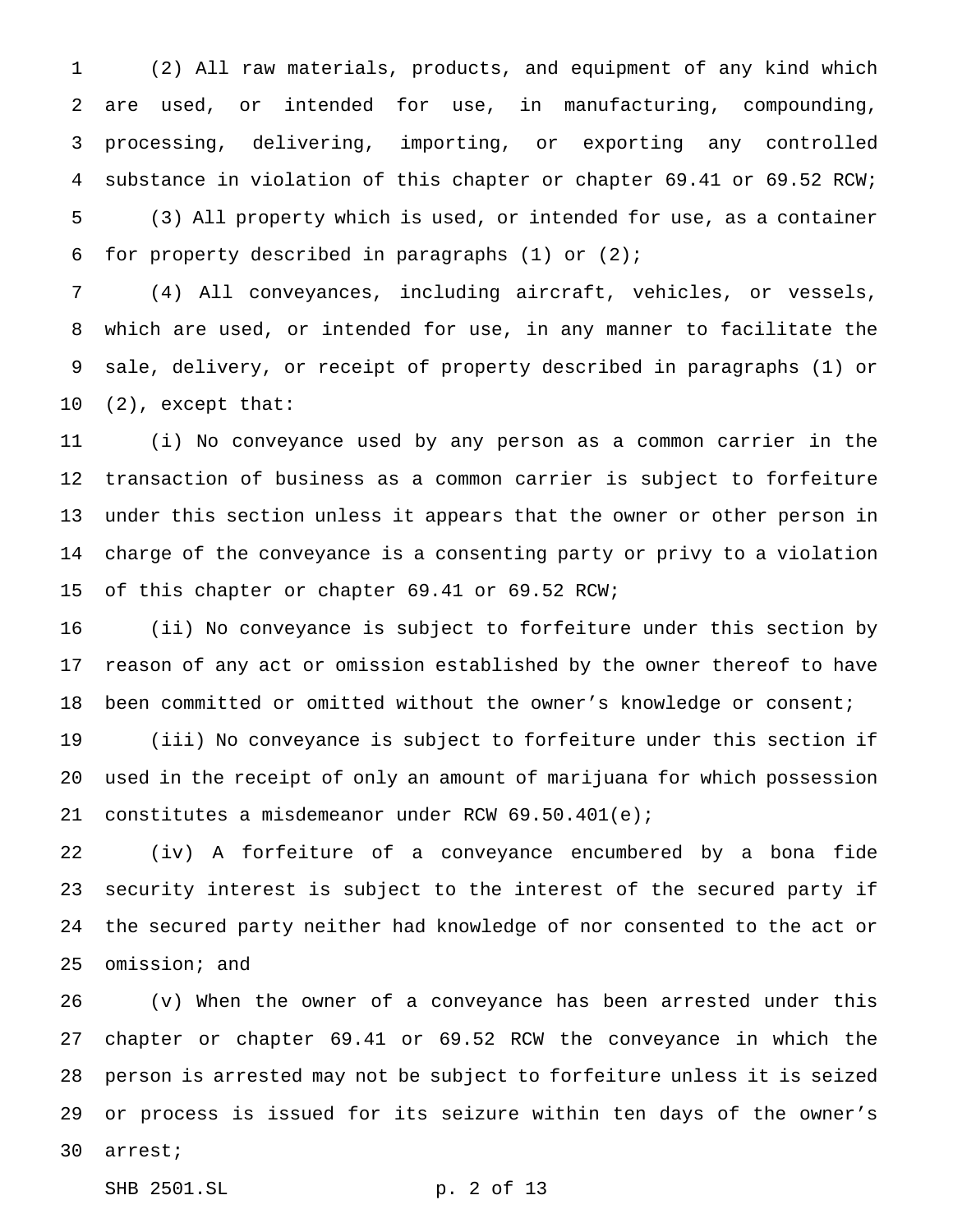(2) All raw materials, products, and equipment of any kind which are used, or intended for use, in manufacturing, compounding, processing, delivering, importing, or exporting any controlled substance in violation of this chapter or chapter 69.41 or 69.52 RCW;

(3) All property which is used, or intended for use, as a container for property described in paragraphs (1) or (2);

(4) All conveyances, including aircraft, vehicles, or vessels, which are used, or intended for use, in any manner to facilitate the sale, delivery, or receipt of property described in paragraphs (1) or (2), except that:

(i) No conveyance used by any person as a common carrier in the transaction of business as a common carrier is subject to forfeiture under this section unless it appears that the owner or other person in charge of the conveyance is a consenting party or privy to a violation of this chapter or chapter 69.41 or 69.52 RCW;

(ii) No conveyance is subject to forfeiture under this section by reason of any act or omission established by the owner thereof to have been committed or omitted without the owner's knowledge or consent;

(iii) No conveyance is subject to forfeiture under this section if used in the receipt of only an amount of marijuana for which possession constitutes a misdemeanor under RCW 69.50.401(e);

(iv) A forfeiture of a conveyance encumbered by a bona fide security interest is subject to the interest of the secured party if the secured party neither had knowledge of nor consented to the act or omission; and

(v) When the owner of a conveyance has been arrested under this chapter or chapter 69.41 or 69.52 RCW the conveyance in which the person is arrested may not be subject to forfeiture unless it is seized or process is issued for its seizure within ten days of the owner's arrest;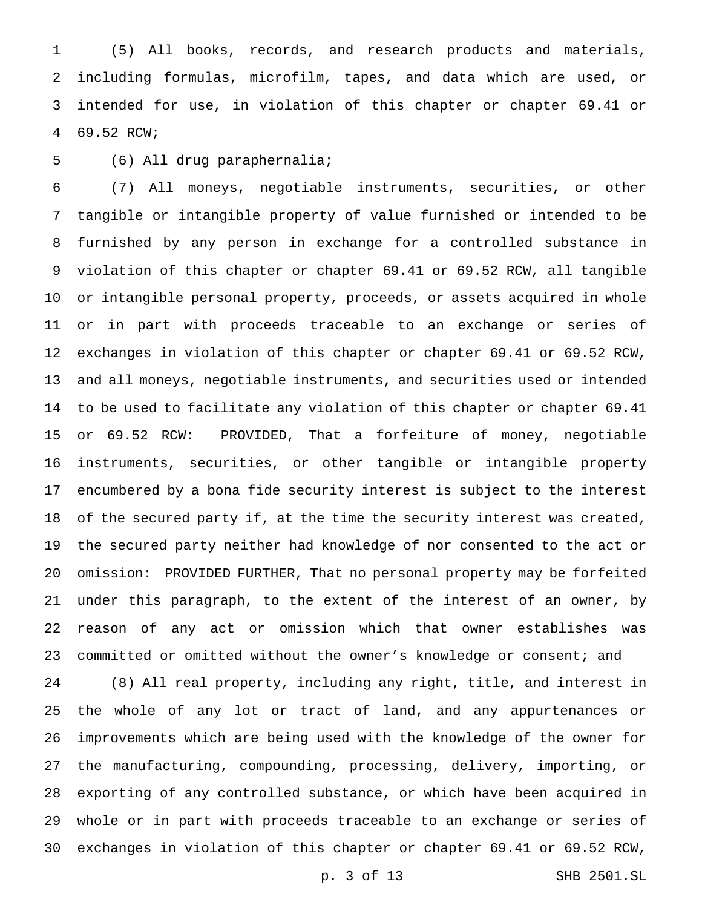(5) All books, records, and research products and materials, including formulas, microfilm, tapes, and data which are used, or intended for use, in violation of this chapter or chapter 69.41 or 69.52 RCW;

(6) All drug paraphernalia;

(7) All moneys, negotiable instruments, securities, or other tangible or intangible property of value furnished or intended to be furnished by any person in exchange for a controlled substance in violation of this chapter or chapter 69.41 or 69.52 RCW, all tangible or intangible personal property, proceeds, or assets acquired in whole or in part with proceeds traceable to an exchange or series of exchanges in violation of this chapter or chapter 69.41 or 69.52 RCW, and all moneys, negotiable instruments, and securities used or intended to be used to facilitate any violation of this chapter or chapter 69.41 or 69.52 RCW: PROVIDED, That a forfeiture of money, negotiable instruments, securities, or other tangible or intangible property encumbered by a bona fide security interest is subject to the interest of the secured party if, at the time the security interest was created, the secured party neither had knowledge of nor consented to the act or omission: PROVIDED FURTHER, That no personal property may be forfeited under this paragraph, to the extent of the interest of an owner, by reason of any act or omission which that owner establishes was committed or omitted without the owner's knowledge or consent; and

(8) All real property, including any right, title, and interest in the whole of any lot or tract of land, and any appurtenances or improvements which are being used with the knowledge of the owner for the manufacturing, compounding, processing, delivery, importing, or exporting of any controlled substance, or which have been acquired in whole or in part with proceeds traceable to an exchange or series of exchanges in violation of this chapter or chapter 69.41 or 69.52 RCW,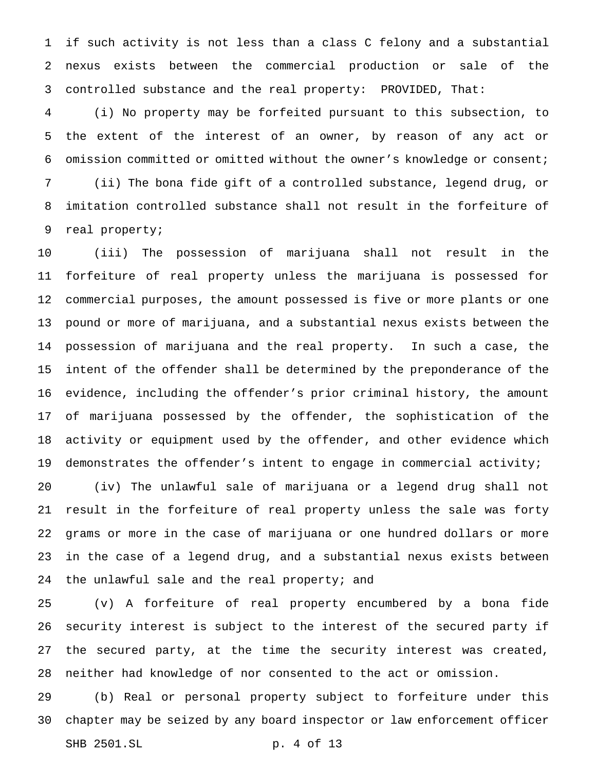if such activity is not less than a class C felony and a substantial nexus exists between the commercial production or sale of the controlled substance and the real property: PROVIDED, That:

(i) No property may be forfeited pursuant to this subsection, to the extent of the interest of an owner, by reason of any act or omission committed or omitted without the owner's knowledge or consent;

(ii) The bona fide gift of a controlled substance, legend drug, or imitation controlled substance shall not result in the forfeiture of real property;

(iii) The possession of marijuana shall not result in the forfeiture of real property unless the marijuana is possessed for commercial purposes, the amount possessed is five or more plants or one pound or more of marijuana, and a substantial nexus exists between the possession of marijuana and the real property. In such a case, the intent of the offender shall be determined by the preponderance of the evidence, including the offender's prior criminal history, the amount of marijuana possessed by the offender, the sophistication of the activity or equipment used by the offender, and other evidence which demonstrates the offender's intent to engage in commercial activity;

(iv) The unlawful sale of marijuana or a legend drug shall not result in the forfeiture of real property unless the sale was forty grams or more in the case of marijuana or one hundred dollars or more in the case of a legend drug, and a substantial nexus exists between the unlawful sale and the real property; and

(v) A forfeiture of real property encumbered by a bona fide security interest is subject to the interest of the secured party if the secured party, at the time the security interest was created, neither had knowledge of nor consented to the act or omission.

(b) Real or personal property subject to forfeiture under this chapter may be seized by any board inspector or law enforcement officer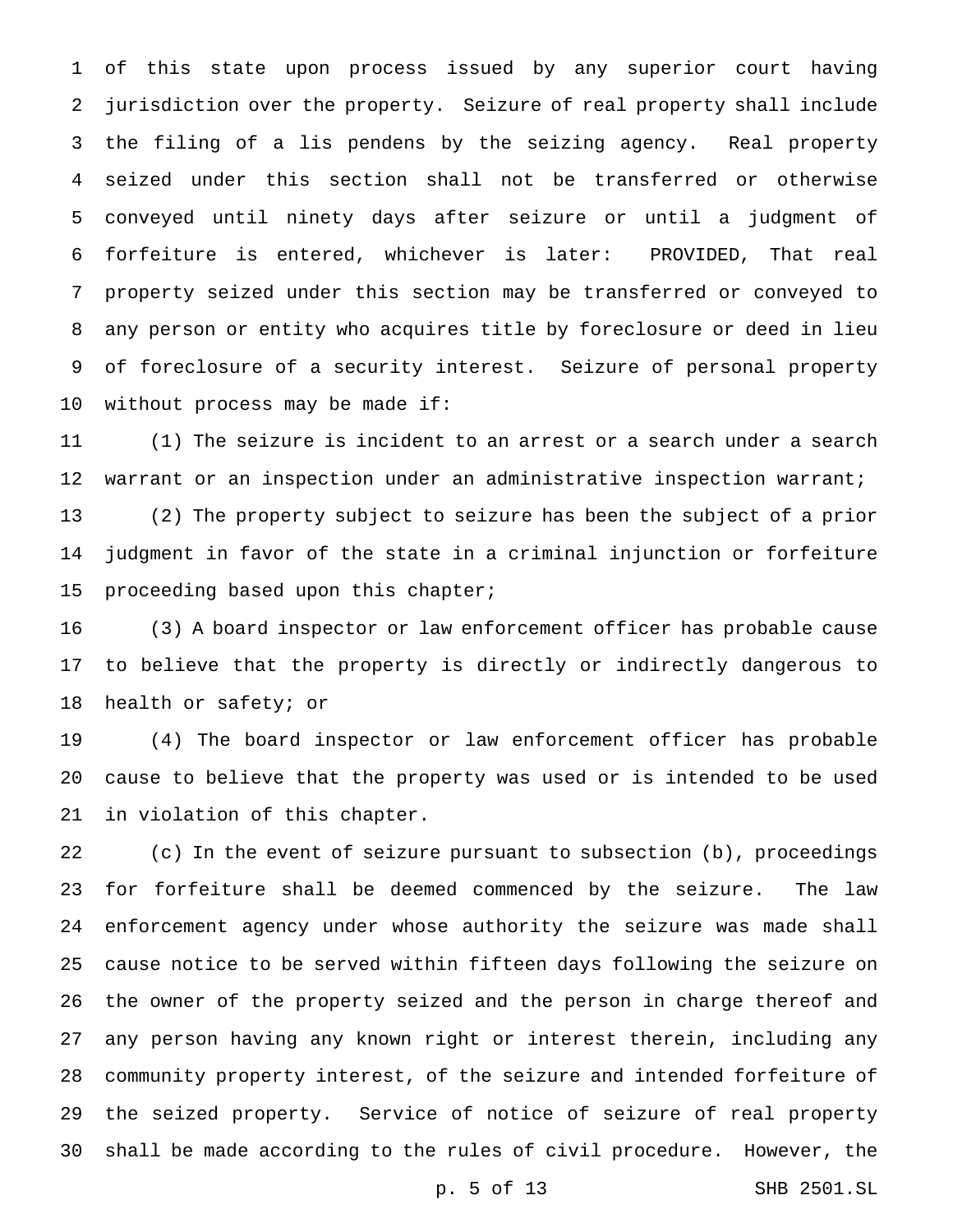of this state upon process issued by any superior court having jurisdiction over the property. Seizure of real property shall include the filing of a lis pendens by the seizing agency. Real property seized under this section shall not be transferred or otherwise conveyed until ninety days after seizure or until a judgment of forfeiture is entered, whichever is later: PROVIDED, That real property seized under this section may be transferred or conveyed to any person or entity who acquires title by foreclosure or deed in lieu of foreclosure of a security interest. Seizure of personal property without process may be made if:

(1) The seizure is incident to an arrest or a search under a search warrant or an inspection under an administrative inspection warrant;

(2) The property subject to seizure has been the subject of a prior judgment in favor of the state in a criminal injunction or forfeiture proceeding based upon this chapter;

(3) A board inspector or law enforcement officer has probable cause to believe that the property is directly or indirectly dangerous to health or safety; or

(4) The board inspector or law enforcement officer has probable cause to believe that the property was used or is intended to be used in violation of this chapter.

(c) In the event of seizure pursuant to subsection (b), proceedings for forfeiture shall be deemed commenced by the seizure. The law enforcement agency under whose authority the seizure was made shall cause notice to be served within fifteen days following the seizure on the owner of the property seized and the person in charge thereof and any person having any known right or interest therein, including any community property interest, of the seizure and intended forfeiture of the seized property. Service of notice of seizure of real property shall be made according to the rules of civil procedure. However, the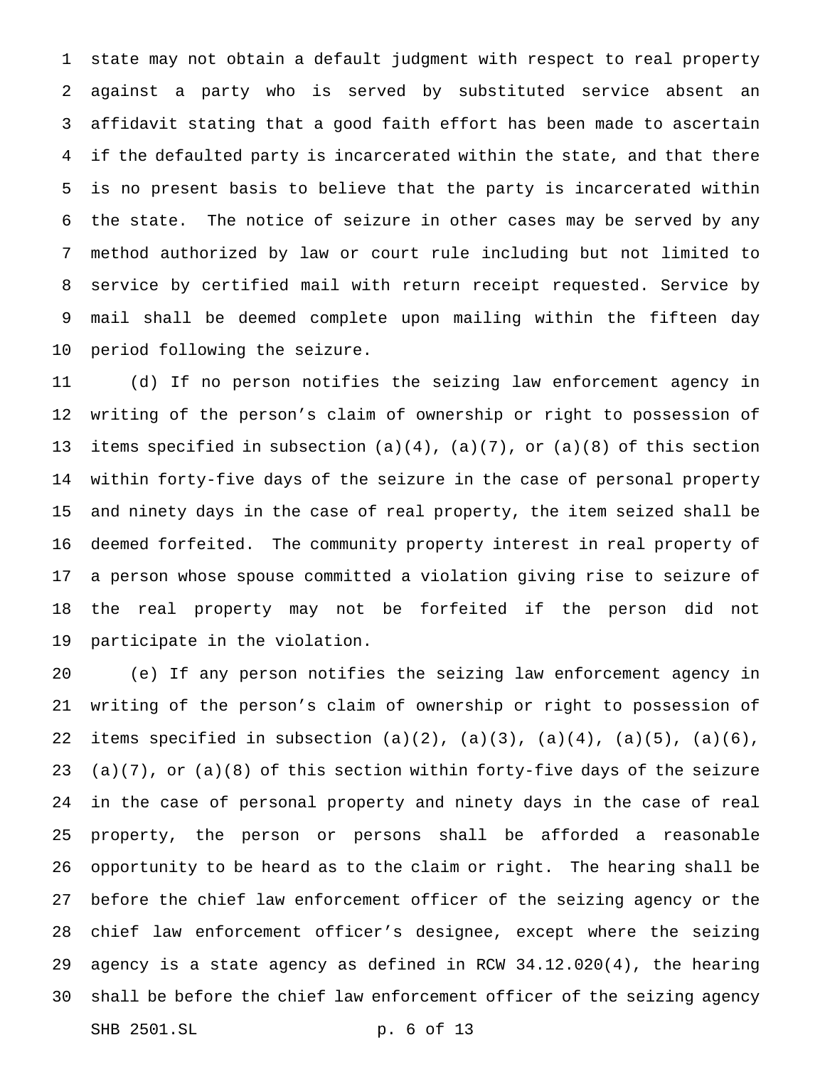state may not obtain a default judgment with respect to real property against a party who is served by substituted service absent an affidavit stating that a good faith effort has been made to ascertain if the defaulted party is incarcerated within the state, and that there is no present basis to believe that the party is incarcerated within the state. The notice of seizure in other cases may be served by any method authorized by law or court rule including but not limited to service by certified mail with return receipt requested. Service by mail shall be deemed complete upon mailing within the fifteen day period following the seizure.

(d) If no person notifies the seizing law enforcement agency in writing of the person's claim of ownership or right to possession of items specified in subsection (a)(4), (a)(7), or (a)(8) of this section within forty-five days of the seizure in the case of personal property and ninety days in the case of real property, the item seized shall be deemed forfeited. The community property interest in real property of a person whose spouse committed a violation giving rise to seizure of the real property may not be forfeited if the person did not participate in the violation.

(e) If any person notifies the seizing law enforcement agency in writing of the person's claim of ownership or right to possession of items specified in subsection (a)(2), (a)(3), (a)(4), (a)(5), (a)(6), (a)(7), or (a)(8) of this section within forty-five days of the seizure in the case of personal property and ninety days in the case of real property, the person or persons shall be afforded a reasonable opportunity to be heard as to the claim or right. The hearing shall be before the chief law enforcement officer of the seizing agency or the chief law enforcement officer's designee, except where the seizing agency is a state agency as defined in RCW 34.12.020(4), the hearing shall be before the chief law enforcement officer of the seizing agency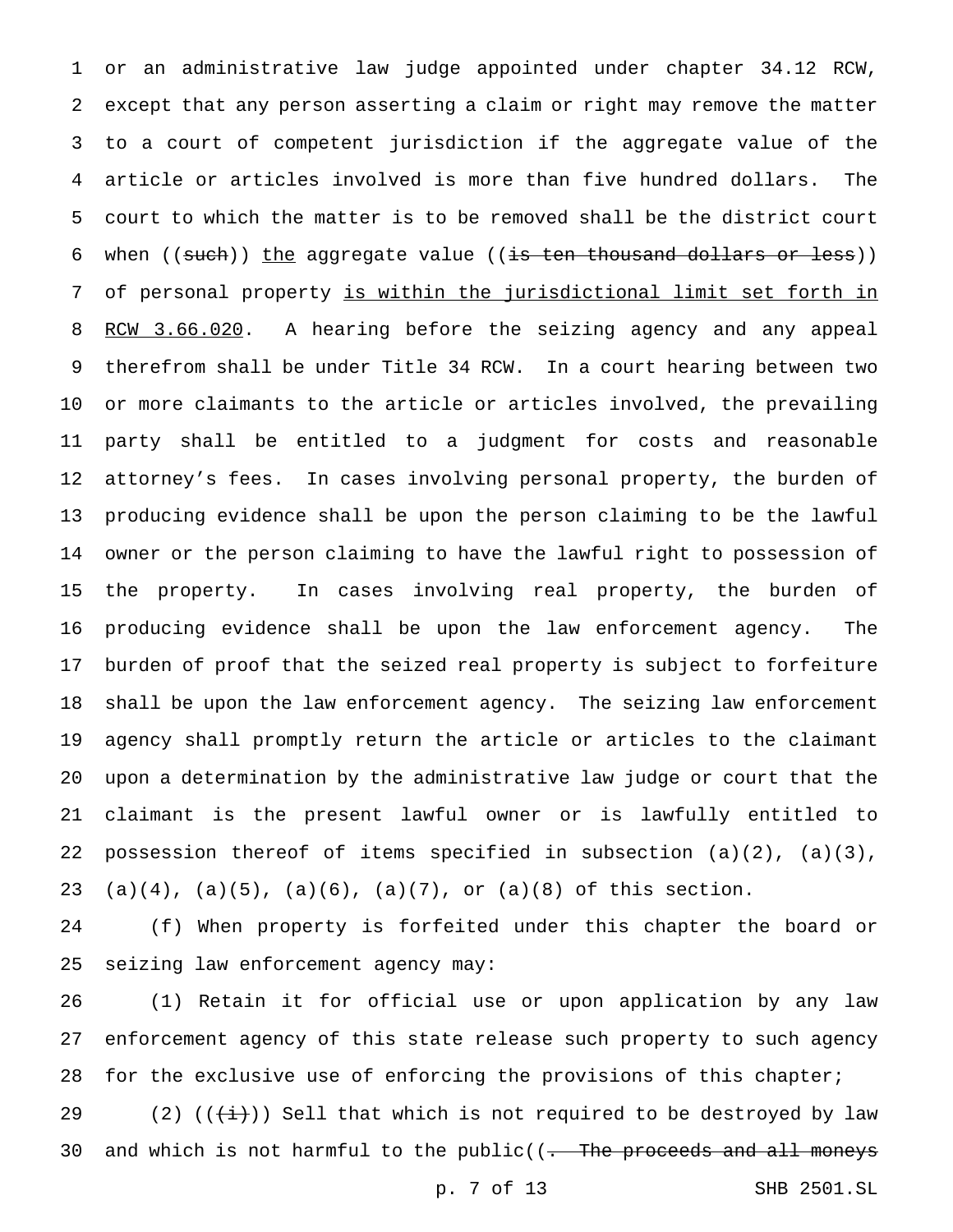or an administrative law judge appointed under chapter 34.12 RCW, except that any person asserting a claim or right may remove the matter to a court of competent jurisdiction if the aggregate value of the article or articles involved is more than five hundred dollars. The court to which the matter is to be removed shall be the district court when ((~~such~~)) <u>the</u> aggregate value ((~~is ten thousand dollars or less~~)) of personal property <u>is within the jurisdictional limit set forth in RCW 3.66.020</u>. A hearing before the seizing agency and any appeal therefrom shall be under Title 34 RCW. In a court hearing between two or more claimants to the article or articles involved, the prevailing party shall be entitled to a judgment for costs and reasonable attorney's fees. In cases involving personal property, the burden of producing evidence shall be upon the person claiming to be the lawful owner or the person claiming to have the lawful right to possession of the property. In cases involving real property, the burden of producing evidence shall be upon the law enforcement agency. The burden of proof that the seized real property is subject to forfeiture shall be upon the law enforcement agency. The seizing law enforcement agency shall promptly return the article or articles to the claimant upon a determination by the administrative law judge or court that the claimant is the present lawful owner or is lawfully entitled to possession thereof of items specified in subsection (a)(2), (a)(3), (a)(4), (a)(5), (a)(6), (a)(7), or (a)(8) of this section.

(f) When property is forfeited under this chapter the board or seizing law enforcement agency may:

(1) Retain it for official use or upon application by any law enforcement agency of this state release such property to such agency for the exclusive use of enforcing the provisions of this chapter;

(2) ((~~(i)~~)) Sell that which is not required to be destroyed by law and which is not harmful to the public((~~. The proceeds and all moneys~~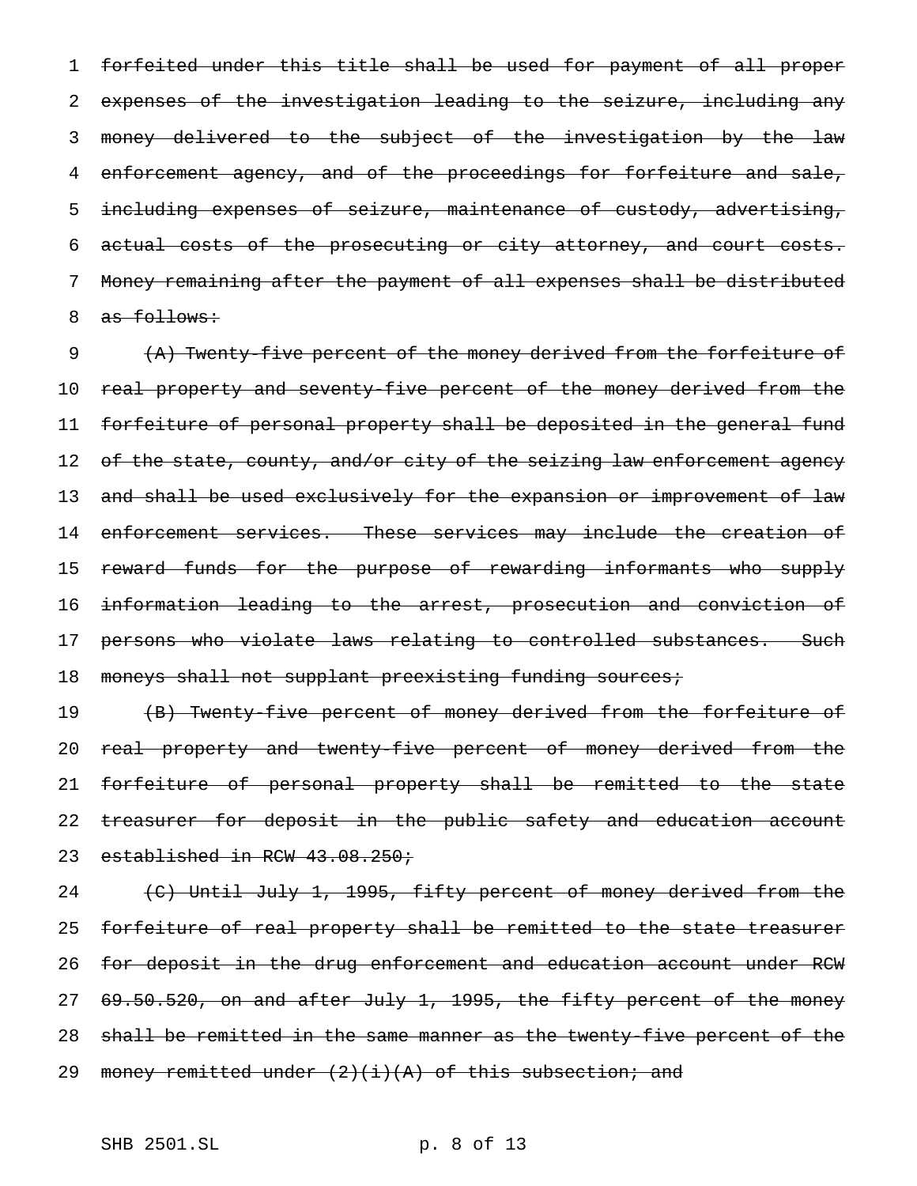~~forfeited under this title shall be used for payment of all proper expenses of the investigation leading to the seizure, including any money delivered to the subject of the investigation by the law enforcement agency, and of the proceedings for forfeiture and sale, including expenses of seizure, maintenance of custody, advertising, actual costs of the prosecuting or city attorney, and court costs. Money remaining after the payment of all expenses shall be distributed as follows:~~

~~(A) Twenty-five percent of the money derived from the forfeiture of real property and seventy-five percent of the money derived from the forfeiture of personal property shall be deposited in the general fund of the state, county, and/or city of the seizing law enforcement agency and shall be used exclusively for the expansion or improvement of law enforcement services. These services may include the creation of reward funds for the purpose of rewarding informants who supply information leading to the arrest, prosecution and conviction of persons who violate laws relating to controlled substances. Such moneys shall not supplant preexisting funding sources;~~

~~(B) Twenty-five percent of money derived from the forfeiture of real property and twenty-five percent of money derived from the forfeiture of personal property shall be remitted to the state treasurer for deposit in the public safety and education account established in RCW 43.08.250;~~

~~(C) Until July 1, 1995, fifty percent of money derived from the forfeiture of real property shall be remitted to the state treasurer for deposit in the drug enforcement and education account under RCW 69.50.520, on and after July 1, 1995, the fifty percent of the money shall be remitted in the same manner as the twenty-five percent of the money remitted under (2)(i)(A) of this subsection; and~~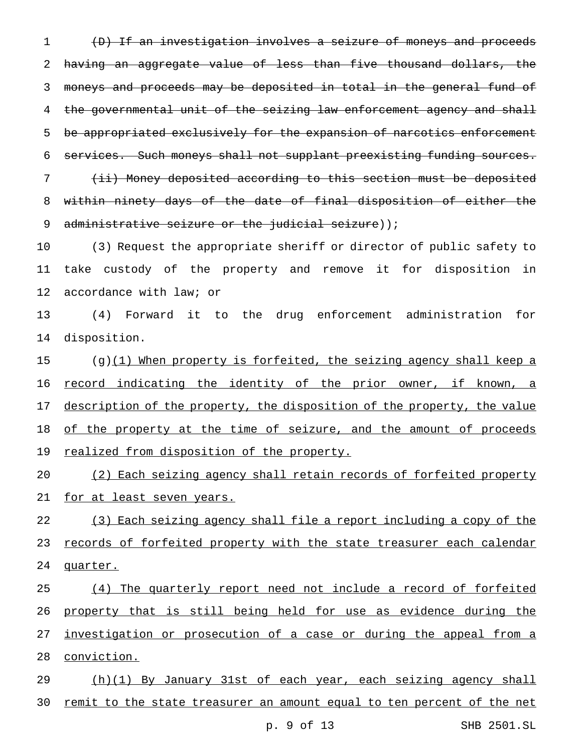~~(D) If an investigation involves a seizure of moneys and proceeds having an aggregate value of less than five thousand dollars, the moneys and proceeds may be deposited in total in the general fund of the governmental unit of the seizing law enforcement agency and shall be appropriated exclusively for the expansion of narcotics enforcement services. Such moneys shall not supplant preexisting funding sources.~~

~~(ii) Money deposited according to this section must be deposited within ninety days of the date of final disposition of either the administrative seizure or the judicial seizure~~));

(3) Request the appropriate sheriff or director of public safety to take custody of the property and remove it for disposition in accordance with law; or

(4) Forward it to the drug enforcement administration for disposition.

(g)<u>(1) When property is forfeited, the seizing agency shall keep a record indicating the identity of the prior owner, if known, a description of the property, the disposition of the property, the value of the property at the time of seizure, and the amount of proceeds realized from disposition of the property.</u>

<u>(2) Each seizing agency shall retain records of forfeited property for at least seven years.</u>

<u>(3) Each seizing agency shall file a report including a copy of the records of forfeited property with the state treasurer each calendar quarter.</u>

<u>(4) The quarterly report need not include a record of forfeited property that is still being held for use as evidence during the investigation or prosecution of a case or during the appeal from a conviction.</u>

<u>(h)(1) By January 31st of each year, each seizing agency shall remit to the state treasurer an amount equal to ten percent of the net</u>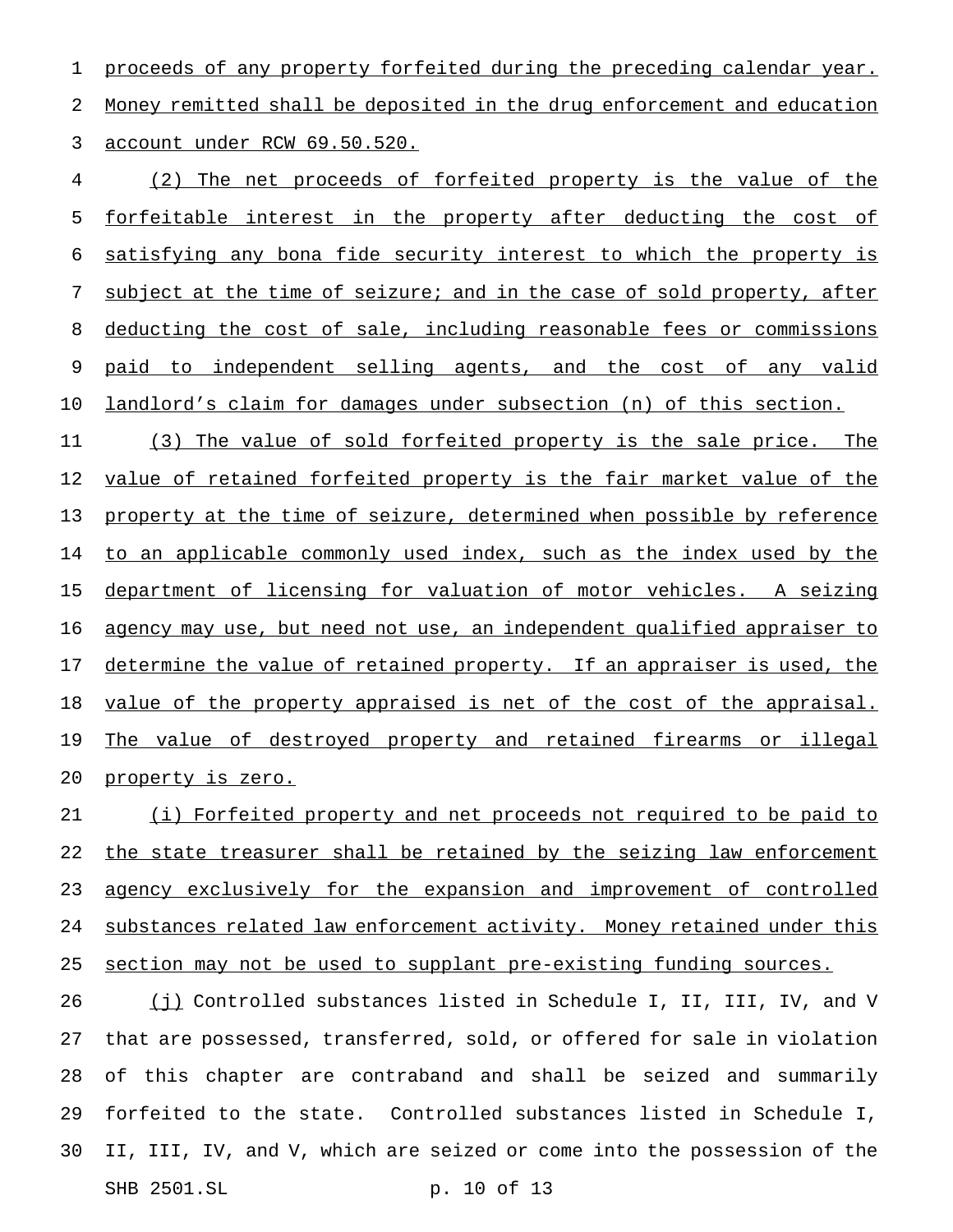proceeds of any property forfeited during the preceding calendar year. Money remitted shall be deposited in the drug enforcement and education account under RCW 69.50.520.

(2) The net proceeds of forfeited property is the value of the forfeitable interest in the property after deducting the cost of satisfying any bona fide security interest to which the property is subject at the time of seizure; and in the case of sold property, after deducting the cost of sale, including reasonable fees or commissions paid to independent selling agents, and the cost of any valid landlord's claim for damages under subsection (n) of this section.

(3) The value of sold forfeited property is the sale price. The value of retained forfeited property is the fair market value of the property at the time of seizure, determined when possible by reference to an applicable commonly used index, such as the index used by the department of licensing for valuation of motor vehicles. A seizing agency may use, but need not use, an independent qualified appraiser to determine the value of retained property. If an appraiser is used, the value of the property appraised is net of the cost of the appraisal. The value of destroyed property and retained firearms or illegal property is zero.

(i) Forfeited property and net proceeds not required to be paid to the state treasurer shall be retained by the seizing law enforcement agency exclusively for the expansion and improvement of controlled substances related law enforcement activity. Money retained under this section may not be used to supplant pre-existing funding sources.

(j) Controlled substances listed in Schedule I, II, III, IV, and V that are possessed, transferred, sold, or offered for sale in violation of this chapter are contraband and shall be seized and summarily forfeited to the state. Controlled substances listed in Schedule I, II, III, IV, and V, which are seized or come into the possession of the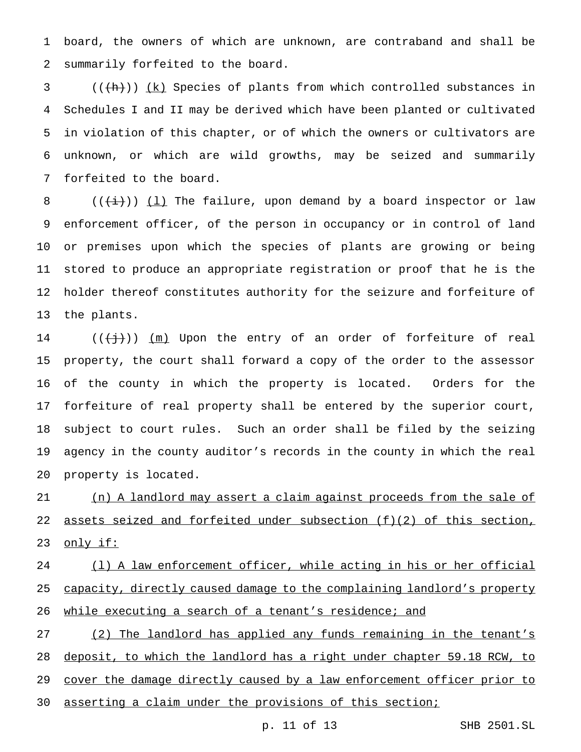board, the owners of which are unknown, are contraband and shall be summarily forfeited to the board.

(((h))) (k) Species of plants from which controlled substances in Schedules I and II may be derived which have been planted or cultivated in violation of this chapter, or of which the owners or cultivators are unknown, or which are wild growths, may be seized and summarily forfeited to the board.

(((i))) (l) The failure, upon demand by a board inspector or law enforcement officer, of the person in occupancy or in control of land or premises upon which the species of plants are growing or being stored to produce an appropriate registration or proof that he is the holder thereof constitutes authority for the seizure and forfeiture of the plants.

(((j))) (m) Upon the entry of an order of forfeiture of real property, the court shall forward a copy of the order to the assessor of the county in which the property is located. Orders for the forfeiture of real property shall be entered by the superior court, subject to court rules. Such an order shall be filed by the seizing agency in the county auditor's records in the county in which the real property is located.

(n) A landlord may assert a claim against proceeds from the sale of assets seized and forfeited under subsection (f)(2) of this section, only if:

(1) A law enforcement officer, while acting in his or her official capacity, directly caused damage to the complaining landlord's property while executing a search of a tenant's residence; and

(2) The landlord has applied any funds remaining in the tenant's deposit, to which the landlord has a right under chapter 59.18 RCW, to cover the damage directly caused by a law enforcement officer prior to asserting a claim under the provisions of this section;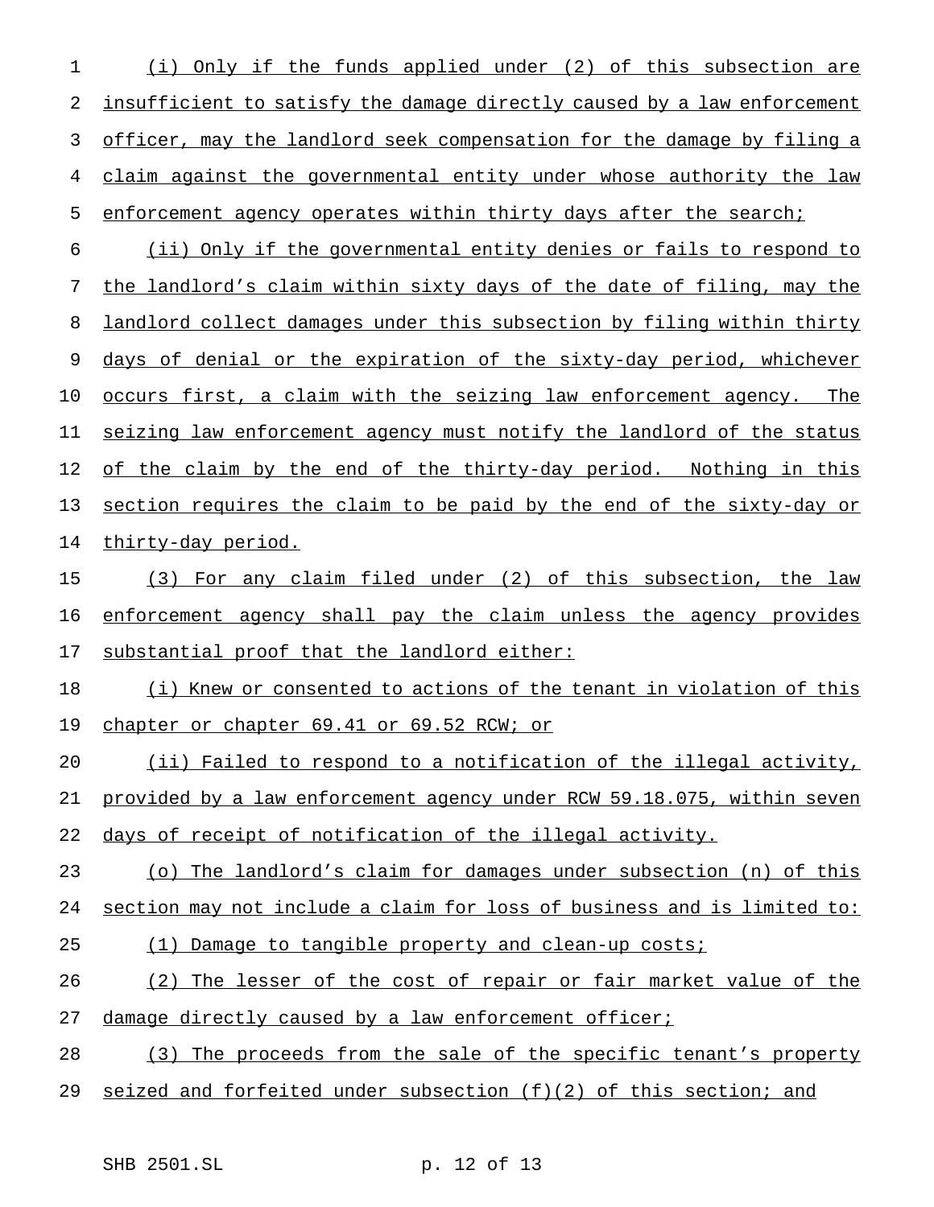(i) Only if the funds applied under (2) of this subsection are insufficient to satisfy the damage directly caused by a law enforcement officer, may the landlord seek compensation for the damage by filing a claim against the governmental entity under whose authority the law enforcement agency operates within thirty days after the search;

(ii) Only if the governmental entity denies or fails to respond to the landlord's claim within sixty days of the date of filing, may the landlord collect damages under this subsection by filing within thirty days of denial or the expiration of the sixty-day period, whichever occurs first, a claim with the seizing law enforcement agency. The seizing law enforcement agency must notify the landlord of the status of the claim by the end of the thirty-day period. Nothing in this section requires the claim to be paid by the end of the sixty-day or thirty-day period.

(3) For any claim filed under (2) of this subsection, the law enforcement agency shall pay the claim unless the agency provides substantial proof that the landlord either:

(i) Knew or consented to actions of the tenant in violation of this chapter or chapter 69.41 or 69.52 RCW; or

(ii) Failed to respond to a notification of the illegal activity, provided by a law enforcement agency under RCW 59.18.075, within seven days of receipt of notification of the illegal activity.

(o) The landlord's claim for damages under subsection (n) of this section may not include a claim for loss of business and is limited to:

(1) Damage to tangible property and clean-up costs;

(2) The lesser of the cost of repair or fair market value of the damage directly caused by a law enforcement officer;

(3) The proceeds from the sale of the specific tenant's property seized and forfeited under subsection (f)(2) of this section; and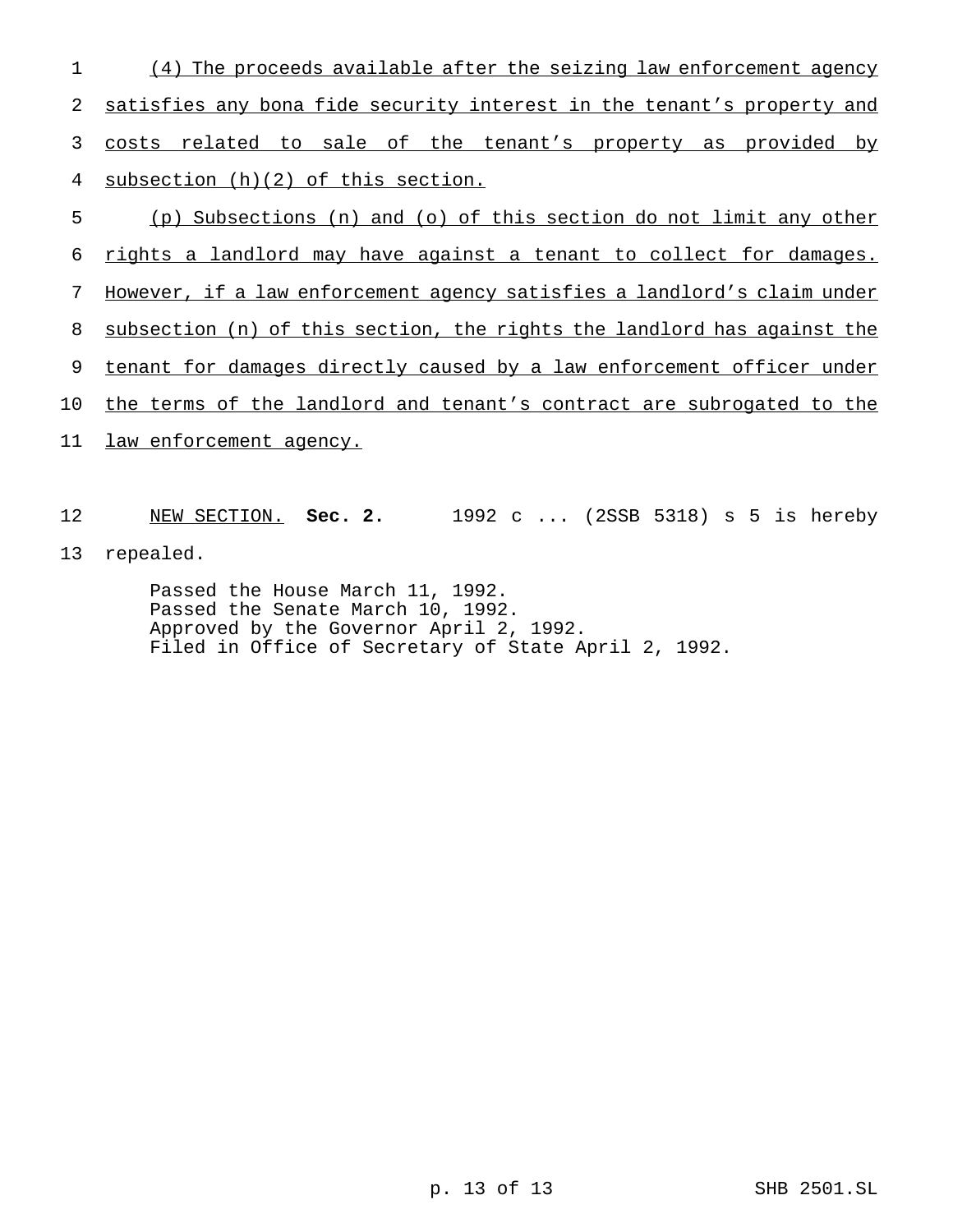(4) The proceeds available after the seizing law enforcement agency satisfies any bona fide security interest in the tenant's property and costs related to sale of the tenant's property as provided by subsection (h)(2) of this section.

(p) Subsections (n) and (o) of this section do not limit any other rights a landlord may have against a tenant to collect for damages. However, if a law enforcement agency satisfies a landlord's claim under subsection (n) of this section, the rights the landlord has against the tenant for damages directly caused by a law enforcement officer under the terms of the landlord and tenant's contract are subrogated to the law enforcement agency.

NEW SECTION. **Sec. 2.** 1992 c ... (2SSB 5318) s 5 is hereby repealed.

Passed the House March 11, 1992.
Passed the Senate March 10, 1992.
Approved by the Governor April 2, 1992.
Filed in Office of Secretary of State April 2, 1992.